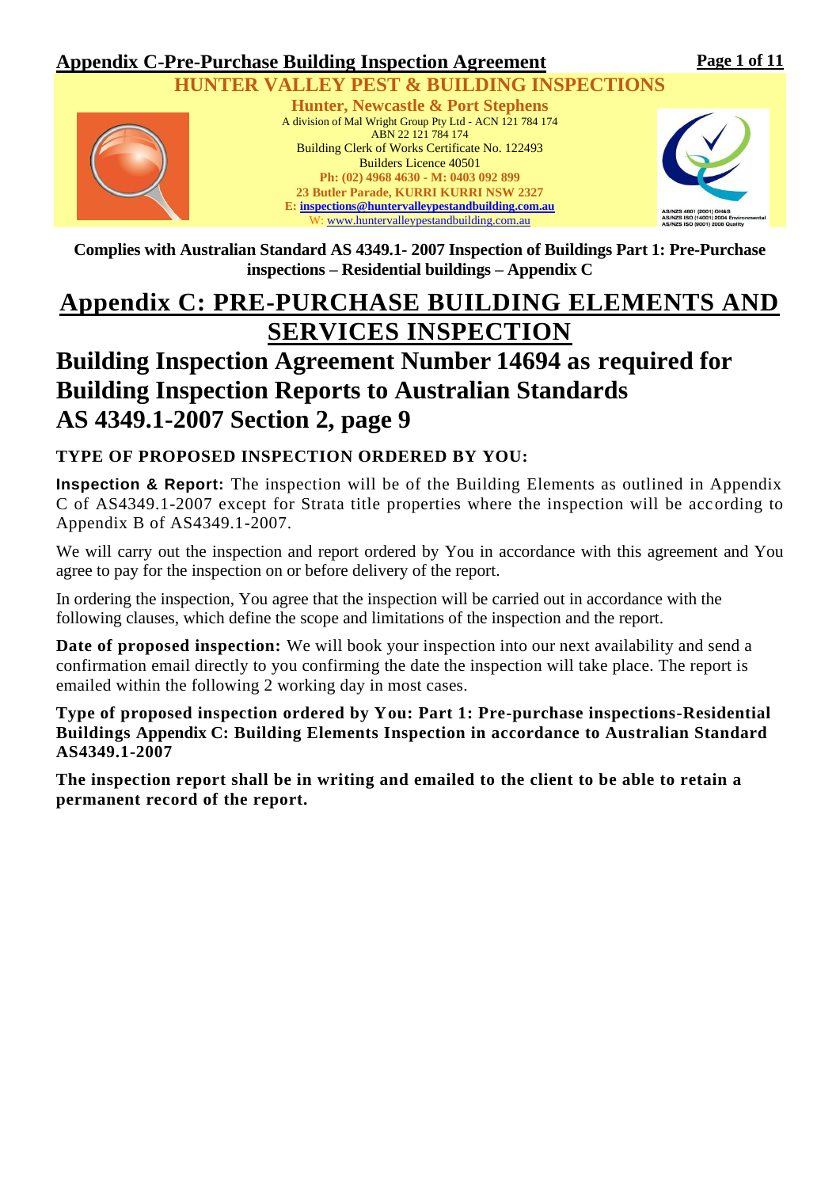## Appendix C-Pre-Purchase Building Inspection Agreement

**HUNTER VALLEY PEST & BUILDING INSPECTIONS**

**Hunter, Newcastle & Port Stephens**

A division of Mal Wright Group Pty Ltd - ACN 121 784 174
ABN 22 121 784 174
Building Clerk of Works Certificate No. 122493
Builders Licence 40501
**Ph: (02) 4968 4630 - M: 0403 092 899**
**23 Butler Parade, KURRI KURRI NSW 2327**
**E: inspections@huntervalleypestandbuilding.com.au**
W: www.huntervalleypestandbuilding.com.au

AS/NZS 4801 (2001) OH&S
AS/NZS ISO (14001) 2004 Environmental
AS/NZS ISO (9001) 2008 Quality

**Complies with Australian Standard AS 4349.1- 2007 Inspection of Buildings Part 1: Pre-Purchase inspections – Residential buildings – Appendix C**

# Appendix C: PRE-PURCHASE BUILDING ELEMENTS AND SERVICES INSPECTION

# Building Inspection Agreement Number 14694 as required for Building Inspection Reports to Australian Standards AS 4349.1-2007 Section 2, page 9

### TYPE OF PROPOSED INSPECTION ORDERED BY YOU:

**Inspection & Report:** The inspection will be of the Building Elements as outlined in Appendix C of AS4349.1-2007 except for Strata title properties where the inspection will be according to Appendix B of AS4349.1-2007.

We will carry out the inspection and report ordered by You in accordance with this agreement and You agree to pay for the inspection on or before delivery of the report.

In ordering the inspection, You agree that the inspection will be carried out in accordance with the following clauses, which define the scope and limitations of the inspection and the report.

**Date of proposed inspection:** We will book your inspection into our next availability and send a confirmation email directly to you confirming the date the inspection will take place. The report is emailed within the following 2 working day in most cases.

**Type of proposed inspection ordered by You: Part 1: Pre-purchase inspections-Residential Buildings Appendix C: Building Elements Inspection in accordance to Australian Standard AS4349.1-2007**

**The inspection report shall be in writing and emailed to the client to be able to retain a permanent record of the report.**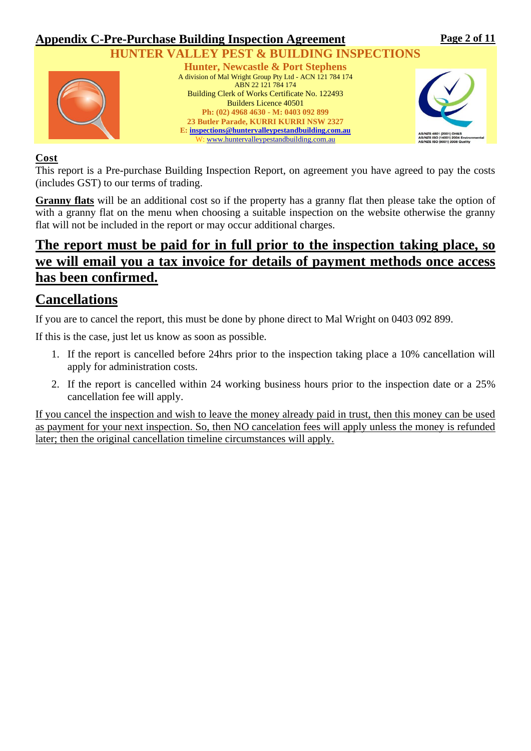## Appendix C-Pre-Purchase Building Inspection Agreement

**HUNTER VALLEY PEST & BUILDING INSPECTIONS**

**Hunter, Newcastle & Port Stephens**

A division of Mal Wright Group Pty Ltd - ACN 121 784 174
ABN 22 121 784 174
Building Clerk of Works Certificate No. 122493
Builders Licence 40501
**Ph: (02) 4968 4630 - M: 0403 092 899**
**23 Butler Parade, KURRI KURRI NSW 2327**
**E: inspections@huntervalleypestandbuilding.com.au**
W: www.huntervalleypestandbuilding.com.au

AS/NZS 4801 (2001) OH&S
AS/NZS ISO (14001) 2004 Environmental
AS/NZS ISO (9001) 2008 Quality

**Cost**

This report is a Pre-purchase Building Inspection Report, on agreement you have agreed to pay the costs (includes GST) to our terms of trading.

**Granny flats** will be an additional cost so if the property has a granny flat then please take the option of with a granny flat on the menu when choosing a suitable inspection on the website otherwise the granny flat will not be included in the report or may occur additional charges.

## The report must be paid for in full prior to the inspection taking place, so we will email you a tax invoice for details of payment methods once access has been confirmed.

## Cancellations

If you are to cancel the report, this must be done by phone direct to Mal Wright on 0403 092 899.

If this is the case, just let us know as soon as possible.

1. If the report is cancelled before 24hrs prior to the inspection taking place a 10% cancellation will apply for administration costs.
2. If the report is cancelled within 24 working business hours prior to the inspection date or a 25% cancellation fee will apply.

If you cancel the inspection and wish to leave the money already paid in trust, then this money can be used as payment for your next inspection. So, then NO cancelation fees will apply unless the money is refunded later; then the original cancellation timeline circumstances will apply.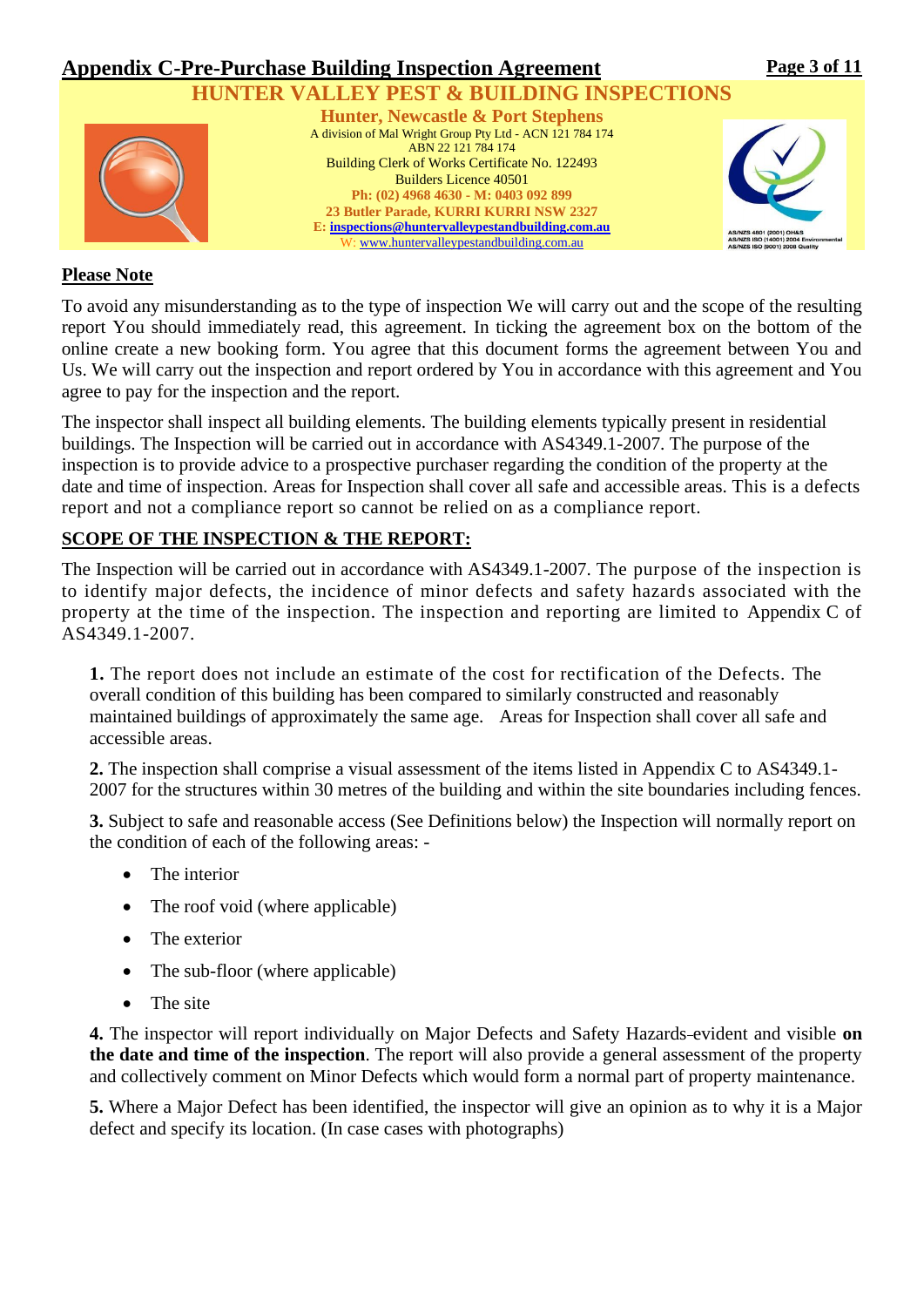## Appendix C-Pre-Purchase Building Inspection Agreement

**HUNTER VALLEY PEST & BUILDING INSPECTIONS**

**Hunter, Newcastle & Port Stephens**

A division of Mal Wright Group Pty Ltd - ACN 121 784 174
ABN 22 121 784 174
Building Clerk of Works Certificate No. 122493
Builders Licence 40501
**Ph: (02) 4968 4630 - M: 0403 092 899**
**23 Butler Parade, KURRI KURRI NSW 2327**
**E: inspections@huntervalleypestandbuilding.com.au**
W: www.huntervalleypestandbuilding.com.au

AS/NZS 4801 (2001) OH&S
AS/NZS ISO (14001) 2004 Environmental
AS/NZS ISO (9001) 2008 Quality

**Please Note**

To avoid any misunderstanding as to the type of inspection We will carry out and the scope of the resulting report You should immediately read, this agreement. In ticking the agreement box on the bottom of the online create a new booking form. You agree that this document forms the agreement between You and Us. We will carry out the inspection and report ordered by You in accordance with this agreement and You agree to pay for the inspection and the report.

The inspector shall inspect all building elements. The building elements typically present in residential buildings. The Inspection will be carried out in accordance with AS4349.1-2007. The purpose of the inspection is to provide advice to a prospective purchaser regarding the condition of the property at the date and time of inspection. Areas for Inspection shall cover all safe and accessible areas. This is a defects report and not a compliance report so cannot be relied on as a compliance report.

**SCOPE OF THE INSPECTION & THE REPORT:**

The Inspection will be carried out in accordance with AS4349.1-2007. The purpose of the inspection is to identify major defects, the incidence of minor defects and safety hazards associated with the property at the time of the inspection. The inspection and reporting are limited to Appendix C of AS4349.1-2007.

**1.** The report does not include an estimate of the cost for rectification of the Defects. The overall condition of this building has been compared to similarly constructed and reasonably maintained buildings of approximately the same age. Areas for Inspection shall cover all safe and accessible areas.

**2.** The inspection shall comprise a visual assessment of the items listed in Appendix C to AS4349.1-2007 for the structures within 30 metres of the building and within the site boundaries including fences.

**3.** Subject to safe and reasonable access (See Definitions below) the Inspection will normally report on the condition of each of the following areas: -

- The interior
- The roof void (where applicable)
- The exterior
- The sub-floor (where applicable)
- The site

**4.** The inspector will report individually on Major Defects and Safety Hazards-evident and visible **on the date and time of the inspection**. The report will also provide a general assessment of the property and collectively comment on Minor Defects which would form a normal part of property maintenance.

**5.** Where a Major Defect has been identified, the inspector will give an opinion as to why it is a Major defect and specify its location. (In case cases with photographs)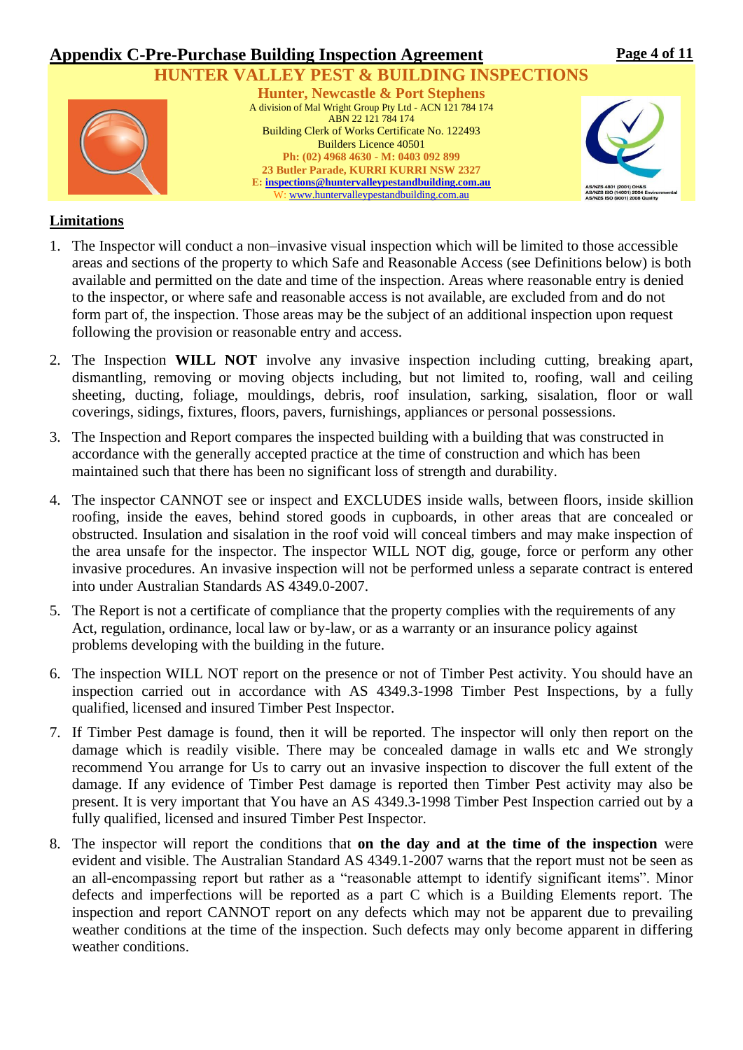## Appendix C-Pre-Purchase Building Inspection Agreement

**HUNTER VALLEY PEST & BUILDING INSPECTIONS**

**Hunter, Newcastle & Port Stephens**

A division of Mal Wright Group Pty Ltd - ACN 121 784 174
ABN 22 121 784 174
Building Clerk of Works Certificate No. 122493
Builders Licence 40501
**Ph: (02) 4968 4630 - M: 0403 092 899**
**23 Butler Parade, KURRI KURRI NSW 2327**
**E: inspections@huntervalleypestandbuilding.com.au**
W: www.huntervalleypestandbuilding.com.au

AS/NZS 4801 (2001) OH&S
AS/NZS ISO (14001) 2004 Environmental
AS/NZS ISO (9001) 2008 Quality

### Limitations

1. The Inspector will conduct a non–invasive visual inspection which will be limited to those accessible areas and sections of the property to which Safe and Reasonable Access (see Definitions below) is both available and permitted on the date and time of the inspection. Areas where reasonable entry is denied to the inspector, or where safe and reasonable access is not available, are excluded from and do not form part of, the inspection. Those areas may be the subject of an additional inspection upon request following the provision or reasonable entry and access.

2. The Inspection **WILL NOT** involve any invasive inspection including cutting, breaking apart, dismantling, removing or moving objects including, but not limited to, roofing, wall and ceiling sheeting, ducting, foliage, mouldings, debris, roof insulation, sarking, sisalation, floor or wall coverings, sidings, fixtures, floors, pavers, furnishings, appliances or personal possessions.

3. The Inspection and Report compares the inspected building with a building that was constructed in accordance with the generally accepted practice at the time of construction and which has been maintained such that there has been no significant loss of strength and durability.

4. The inspector CANNOT see or inspect and EXCLUDES inside walls, between floors, inside skillion roofing, inside the eaves, behind stored goods in cupboards, in other areas that are concealed or obstructed. Insulation and sisalation in the roof void will conceal timbers and may make inspection of the area unsafe for the inspector. The inspector WILL NOT dig, gouge, force or perform any other invasive procedures. An invasive inspection will not be performed unless a separate contract is entered into under Australian Standards AS 4349.0-2007.

5. The Report is not a certificate of compliance that the property complies with the requirements of any Act, regulation, ordinance, local law or by-law, or as a warranty or an insurance policy against problems developing with the building in the future.

6. The inspection WILL NOT report on the presence or not of Timber Pest activity. You should have an inspection carried out in accordance with AS 4349.3-1998 Timber Pest Inspections, by a fully qualified, licensed and insured Timber Pest Inspector.

7. If Timber Pest damage is found, then it will be reported. The inspector will only then report on the damage which is readily visible. There may be concealed damage in walls etc and We strongly recommend You arrange for Us to carry out an invasive inspection to discover the full extent of the damage. If any evidence of Timber Pest damage is reported then Timber Pest activity may also be present. It is very important that You have an AS 4349.3-1998 Timber Pest Inspection carried out by a fully qualified, licensed and insured Timber Pest Inspector.

8. The inspector will report the conditions that **on the day and at the time of the inspection** were evident and visible. The Australian Standard AS 4349.1-2007 warns that the report must not be seen as an all-encompassing report but rather as a "reasonable attempt to identify significant items". Minor defects and imperfections will be reported as a part C which is a Building Elements report. The inspection and report CANNOT report on any defects which may not be apparent due to prevailing weather conditions at the time of the inspection. Such defects may only become apparent in differing weather conditions.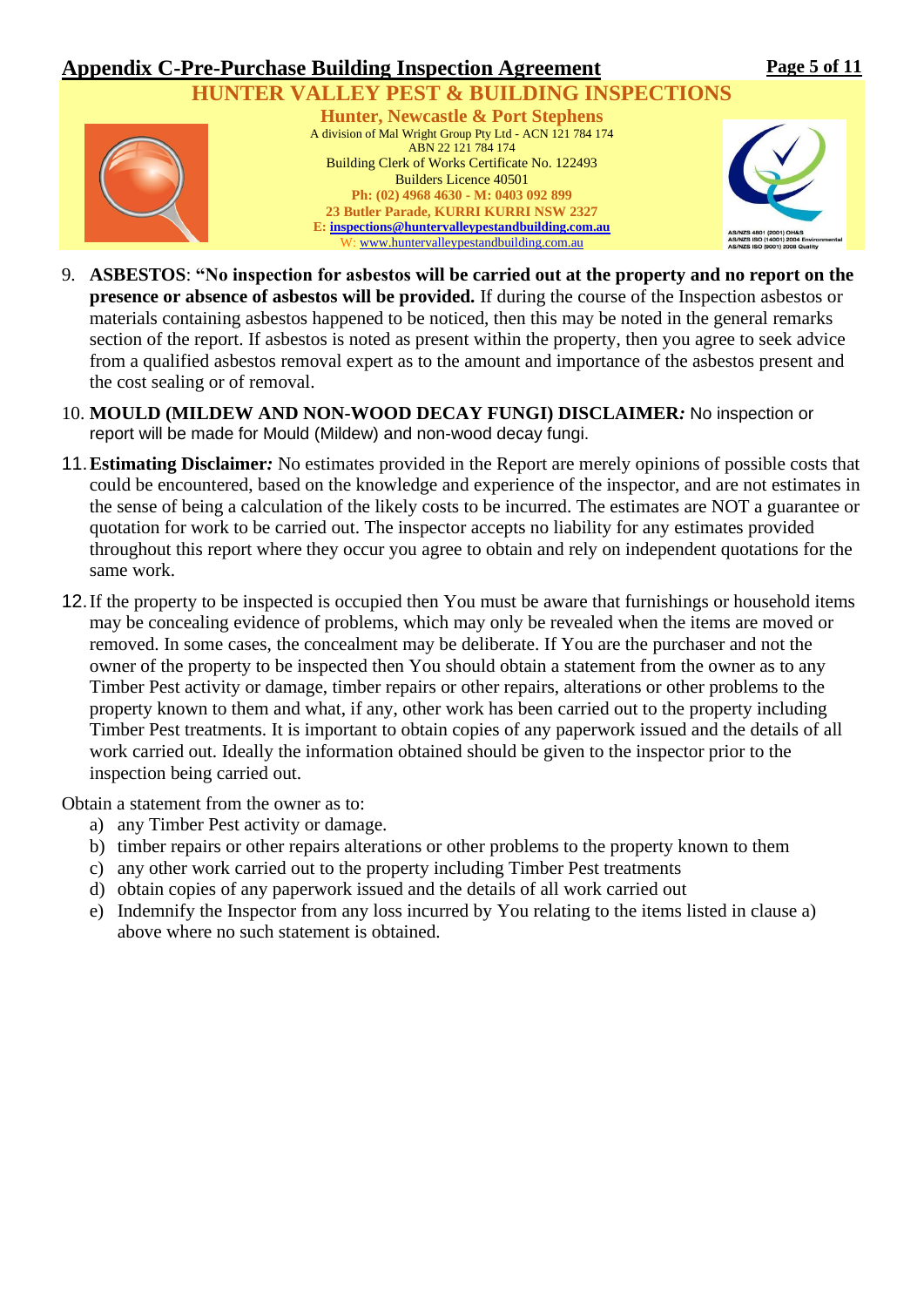# Appendix C-Pre-Purchase Building Inspection Agreement

**HUNTER VALLEY PEST & BUILDING INSPECTIONS**

**Hunter, Newcastle & Port Stephens**

A division of Mal Wright Group Pty Ltd - ACN 121 784 174
ABN 22 121 784 174
Building Clerk of Works Certificate No. 122493
Builders Licence 40501
**Ph: (02) 4968 4630 - M: 0403 092 899**
**23 Butler Parade, KURRI KURRI NSW 2327**
**E: inspections@huntervalleypestandbuilding.com.au**
W: www.huntervalleypestandbuilding.com.au

AS/NZS 4801 (2001) OH&S
AS/NZS ISO (14001) 2004 Environmental
AS/NZS ISO (9001) 2008 Quality

9. **ASBESTOS**: **"No inspection for asbestos will be carried out at the property and no report on the presence or absence of asbestos will be provided.** If during the course of the Inspection asbestos or materials containing asbestos happened to be noticed, then this may be noted in the general remarks section of the report. If asbestos is noted as present within the property, then you agree to seek advice from a qualified asbestos removal expert as to the amount and importance of the asbestos present and the cost sealing or of removal.
10. **MOULD (MILDEW AND NON-WOOD DECAY FUNGI) DISCLAIMER*:*** No inspection or report will be made for Mould (Mildew) and non-wood decay fungi.
11. **Estimating Disclaimer*:*** No estimates provided in the Report are merely opinions of possible costs that could be encountered, based on the knowledge and experience of the inspector, and are not estimates in the sense of being a calculation of the likely costs to be incurred. The estimates are NOT a guarantee or quotation for work to be carried out. The inspector accepts no liability for any estimates provided throughout this report where they occur you agree to obtain and rely on independent quotations for the same work.
12. If the property to be inspected is occupied then You must be aware that furnishings or household items may be concealing evidence of problems, which may only be revealed when the items are moved or removed. In some cases, the concealment may be deliberate. If You are the purchaser and not the owner of the property to be inspected then You should obtain a statement from the owner as to any Timber Pest activity or damage, timber repairs or other repairs, alterations or other problems to the property known to them and what, if any, other work has been carried out to the property including Timber Pest treatments. It is important to obtain copies of any paperwork issued and the details of all work carried out. Ideally the information obtained should be given to the inspector prior to the inspection being carried out.

Obtain a statement from the owner as to:

a) any Timber Pest activity or damage.
b) timber repairs or other repairs alterations or other problems to the property known to them
c) any other work carried out to the property including Timber Pest treatments
d) obtain copies of any paperwork issued and the details of all work carried out
e) Indemnify the Inspector from any loss incurred by You relating to the items listed in clause a) above where no such statement is obtained.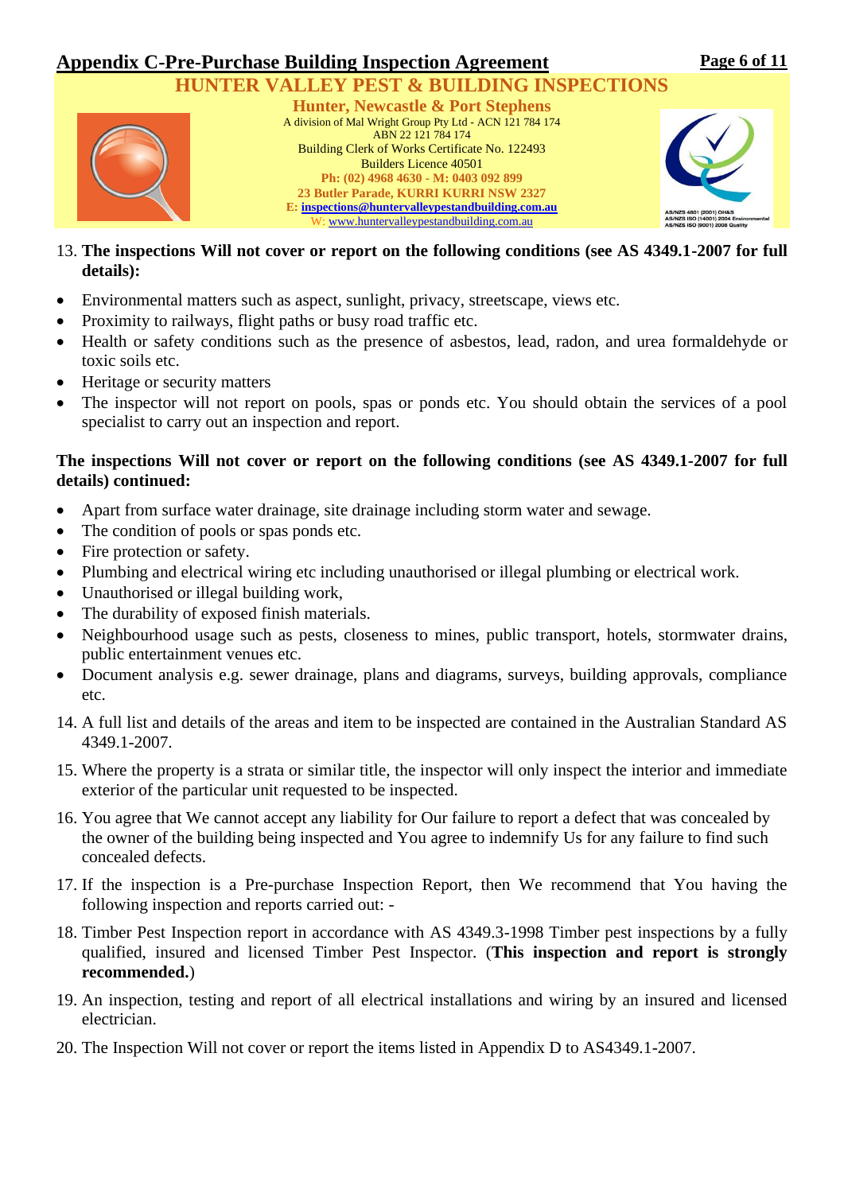## Appendix C-Pre-Purchase Building Inspection Agreement

**HUNTER VALLEY PEST & BUILDING INSPECTIONS**

**Hunter, Newcastle & Port Stephens**

A division of Mal Wright Group Pty Ltd - ACN 121 784 174
ABN 22 121 784 174
Building Clerk of Works Certificate No. 122493
Builders Licence 40501
**Ph: (02) 4968 4630 - M: 0403 092 899**
**23 Butler Parade, KURRI KURRI NSW 2327**
**E: inspections@huntervalleypestandbuilding.com.au**
W: www.huntervalleypestandbuilding.com.au

AS/NZS 4801 (2001) OH&S
AS/NZS ISO (14001) 2004 Environmental
AS/NZS ISO (9001) 2008 Quality

13. **The inspections Will not cover or report on the following conditions (see AS 4349.1-2007 for full details):**

- Environmental matters such as aspect, sunlight, privacy, streetscape, views etc.
- Proximity to railways, flight paths or busy road traffic etc.
- Health or safety conditions such as the presence of asbestos, lead, radon, and urea formaldehyde or toxic soils etc.
- Heritage or security matters
- The inspector will not report on pools, spas or ponds etc. You should obtain the services of a pool specialist to carry out an inspection and report.

**The inspections Will not cover or report on the following conditions (see AS 4349.1-2007 for full details) continued:**

- Apart from surface water drainage, site drainage including storm water and sewage.
- The condition of pools or spas ponds etc.
- Fire protection or safety.
- Plumbing and electrical wiring etc including unauthorised or illegal plumbing or electrical work.
- Unauthorised or illegal building work,
- The durability of exposed finish materials.
- Neighbourhood usage such as pests, closeness to mines, public transport, hotels, stormwater drains, public entertainment venues etc.
- Document analysis e.g. sewer drainage, plans and diagrams, surveys, building approvals, compliance etc.

14. A full list and details of the areas and item to be inspected are contained in the Australian Standard AS 4349.1-2007.
15. Where the property is a strata or similar title, the inspector will only inspect the interior and immediate exterior of the particular unit requested to be inspected.
16. You agree that We cannot accept any liability for Our failure to report a defect that was concealed by the owner of the building being inspected and You agree to indemnify Us for any failure to find such concealed defects.
17. If the inspection is a Pre-purchase Inspection Report, then We recommend that You having the following inspection and reports carried out: -
18. Timber Pest Inspection report in accordance with AS 4349.3-1998 Timber pest inspections by a fully qualified, insured and licensed Timber Pest Inspector. (**This inspection and report is strongly recommended.**)
19. An inspection, testing and report of all electrical installations and wiring by an insured and licensed electrician.
20. The Inspection Will not cover or report the items listed in Appendix D to AS4349.1-2007.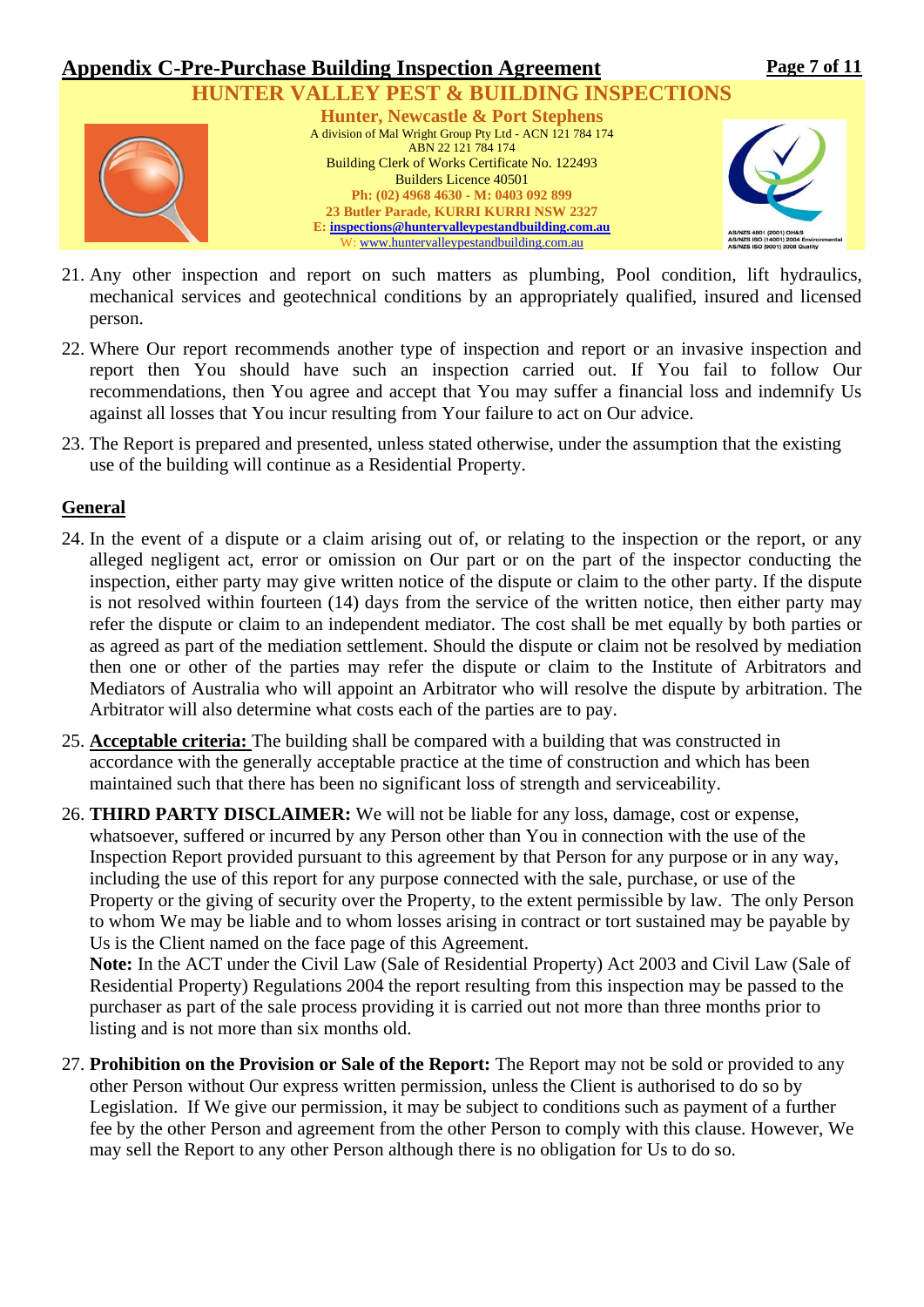21. Any other inspection and report on such matters as plumbing, Pool condition, lift hydraulics, mechanical services and geotechnical conditions by an appropriately qualified, insured and licensed person.

22. Where Our report recommends another type of inspection and report or an invasive inspection and report then You should have such an inspection carried out. If You fail to follow Our recommendations, then You agree and accept that You may suffer a financial loss and indemnify Us against all losses that You incur resulting from Your failure to act on Our advice.

23. The Report is prepared and presented, unless stated otherwise, under the assumption that the existing use of the building will continue as a Residential Property.

## General

24. In the event of a dispute or a claim arising out of, or relating to the inspection or the report, or any alleged negligent act, error or omission on Our part or on the part of the inspector conducting the inspection, either party may give written notice of the dispute or claim to the other party. If the dispute is not resolved within fourteen (14) days from the service of the written notice, then either party may refer the dispute or claim to an independent mediator. The cost shall be met equally by both parties or as agreed as part of the mediation settlement. Should the dispute or claim not be resolved by mediation then one or other of the parties may refer the dispute or claim to the Institute of Arbitrators and Mediators of Australia who will appoint an Arbitrator who will resolve the dispute by arbitration. The Arbitrator will also determine what costs each of the parties are to pay.

25. **Acceptable criteria:** The building shall be compared with a building that was constructed in accordance with the generally acceptable practice at the time of construction and which has been maintained such that there has been no significant loss of strength and serviceability.

26. **THIRD PARTY DISCLAIMER:** We will not be liable for any loss, damage, cost or expense, whatsoever, suffered or incurred by any Person other than You in connection with the use of the Inspection Report provided pursuant to this agreement by that Person for any purpose or in any way, including the use of this report for any purpose connected with the sale, purchase, or use of the Property or the giving of security over the Property, to the extent permissible by law. The only Person to whom We may be liable and to whom losses arising in contract or tort sustained may be payable by Us is the Client named on the face page of this Agreement.
**Note:** In the ACT under the Civil Law (Sale of Residential Property) Act 2003 and Civil Law (Sale of Residential Property) Regulations 2004 the report resulting from this inspection may be passed to the purchaser as part of the sale process providing it is carried out not more than three months prior to listing and is not more than six months old.

27. **Prohibition on the Provision or Sale of the Report:** The Report may not be sold or provided to any other Person without Our express written permission, unless the Client is authorised to do so by Legislation. If We give our permission, it may be subject to conditions such as payment of a further fee by the other Person and agreement from the other Person to comply with this clause. However, We may sell the Report to any other Person although there is no obligation for Us to do so.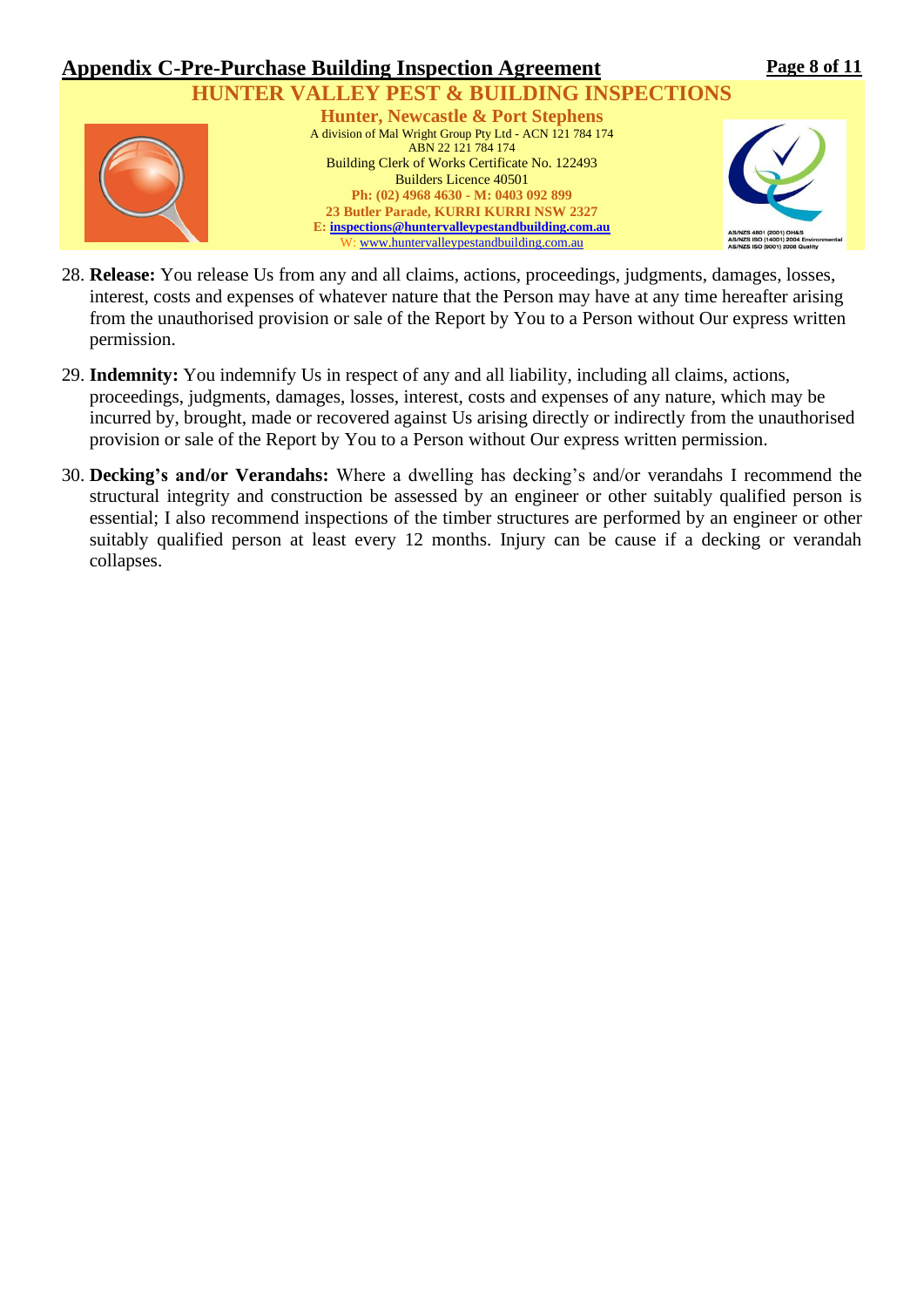28. **Release:** You release Us from any and all claims, actions, proceedings, judgments, damages, losses, interest, costs and expenses of whatever nature that the Person may have at any time hereafter arising from the unauthorised provision or sale of the Report by You to a Person without Our express written permission.

29. **Indemnity:** You indemnify Us in respect of any and all liability, including all claims, actions, proceedings, judgments, damages, losses, interest, costs and expenses of any nature, which may be incurred by, brought, made or recovered against Us arising directly or indirectly from the unauthorised provision or sale of the Report by You to a Person without Our express written permission.

30. **Decking's and/or Verandahs:** Where a dwelling has decking's and/or verandahs I recommend the structural integrity and construction be assessed by an engineer or other suitably qualified person is essential; I also recommend inspections of the timber structures are performed by an engineer or other suitably qualified person at least every 12 months. Injury can be cause if a decking or verandah collapses.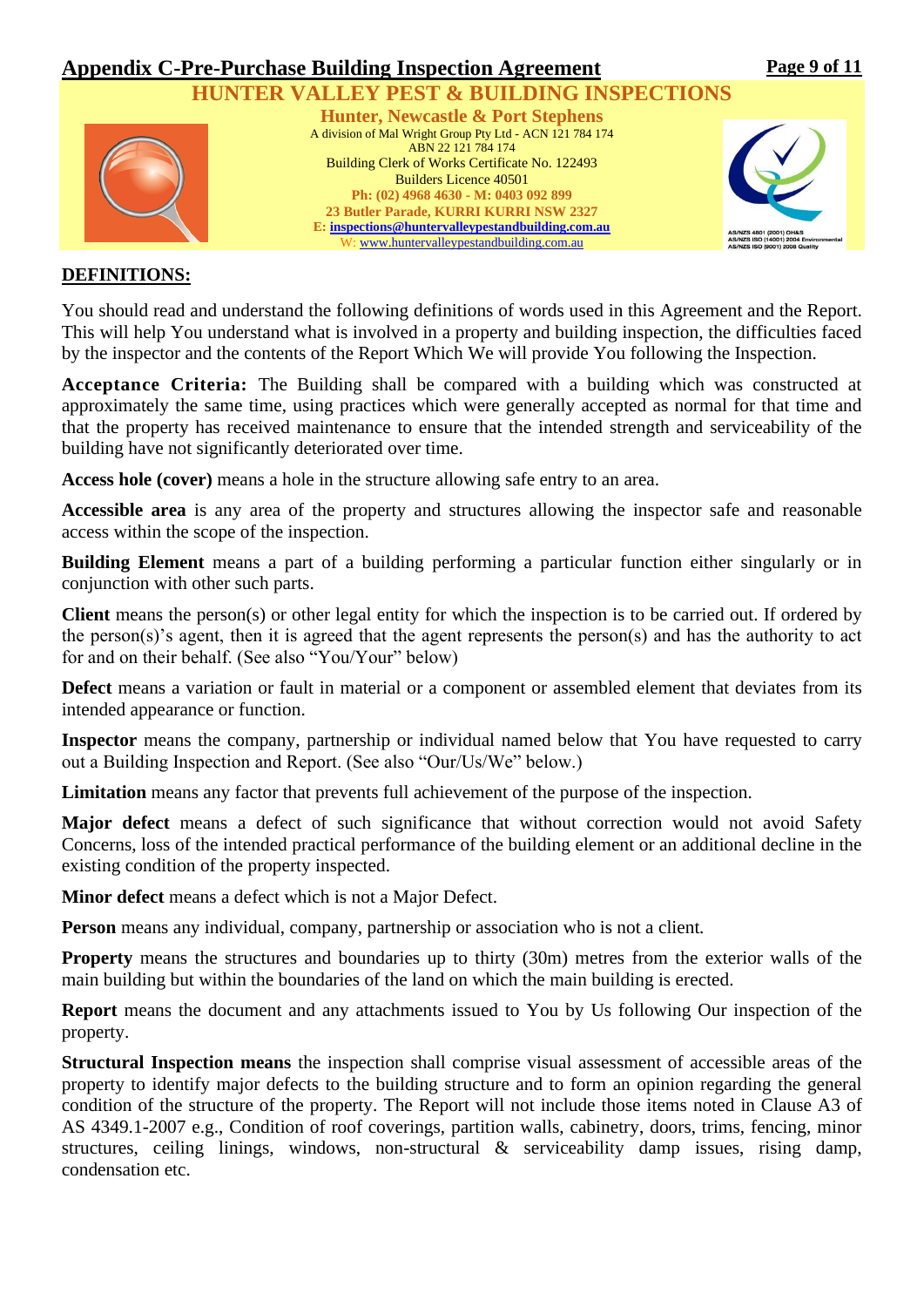## Appendix C-Pre-Purchase Building Inspection Agreement

**HUNTER VALLEY PEST & BUILDING INSPECTIONS**

**Hunter, Newcastle & Port Stephens**

A division of Mal Wright Group Pty Ltd - ACN 121 784 174
ABN 22 121 784 174
Building Clerk of Works Certificate No. 122493
Builders Licence 40501
**Ph: (02) 4968 4630 - M: 0403 092 899**
**23 Butler Parade, KURRI KURRI NSW 2327**
**E: inspections@huntervalleypestandbuilding.com.au**
W: www.huntervalleypestandbuilding.com.au

AS/NZS 4801 (2001) OH&S
AS/NZS ISO (14001) 2004 Environmental
AS/NZS ISO (9001) 2008 Quality

## DEFINITIONS:

You should read and understand the following definitions of words used in this Agreement and the Report. This will help You understand what is involved in a property and building inspection, the difficulties faced by the inspector and the contents of the Report Which We will provide You following the Inspection.

**Acceptance Criteria:** The Building shall be compared with a building which was constructed at approximately the same time, using practices which were generally accepted as normal for that time and that the property has received maintenance to ensure that the intended strength and serviceability of the building have not significantly deteriorated over time.

**Access hole (cover)** means a hole in the structure allowing safe entry to an area.

**Accessible area** is any area of the property and structures allowing the inspector safe and reasonable access within the scope of the inspection.

**Building Element** means a part of a building performing a particular function either singularly or in conjunction with other such parts.

**Client** means the person(s) or other legal entity for which the inspection is to be carried out. If ordered by the person(s)'s agent, then it is agreed that the agent represents the person(s) and has the authority to act for and on their behalf. (See also "You/Your" below)

**Defect** means a variation or fault in material or a component or assembled element that deviates from its intended appearance or function.

**Inspector** means the company, partnership or individual named below that You have requested to carry out a Building Inspection and Report. (See also "Our/Us/We" below.)

**Limitation** means any factor that prevents full achievement of the purpose of the inspection.

**Major defect** means a defect of such significance that without correction would not avoid Safety Concerns, loss of the intended practical performance of the building element or an additional decline in the existing condition of the property inspected.

**Minor defect** means a defect which is not a Major Defect.

**Person** means any individual, company, partnership or association who is not a client.

**Property** means the structures and boundaries up to thirty (30m) metres from the exterior walls of the main building but within the boundaries of the land on which the main building is erected.

**Report** means the document and any attachments issued to You by Us following Our inspection of the property.

**Structural Inspection means** the inspection shall comprise visual assessment of accessible areas of the property to identify major defects to the building structure and to form an opinion regarding the general condition of the structure of the property. The Report will not include those items noted in Clause A3 of AS 4349.1-2007 e.g., Condition of roof coverings, partition walls, cabinetry, doors, trims, fencing, minor structures, ceiling linings, windows, non-structural & serviceability damp issues, rising damp, condensation etc.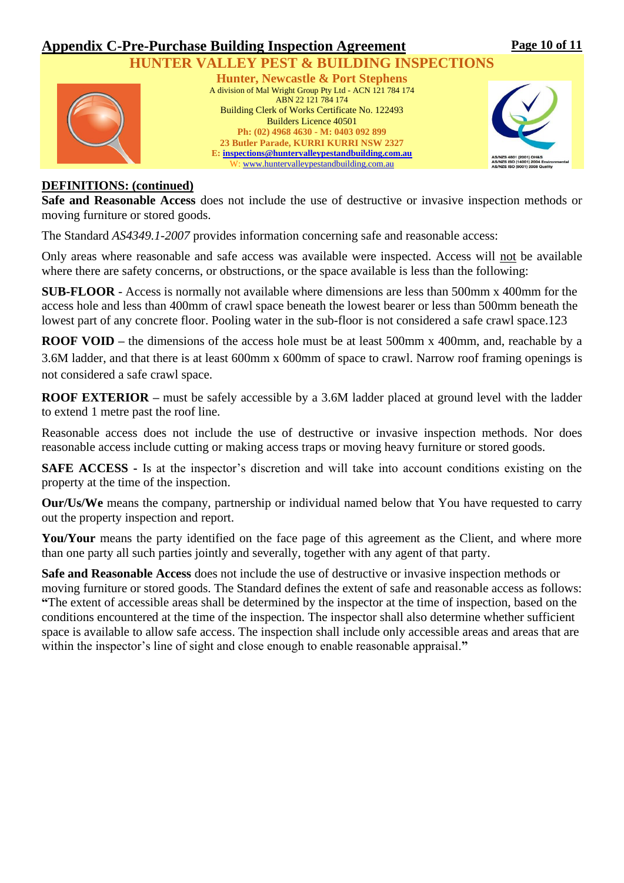## Appendix C-Pre-Purchase Building Inspection Agreement

**HUNTER VALLEY PEST & BUILDING INSPECTIONS**

**Hunter, Newcastle & Port Stephens**

A division of Mal Wright Group Pty Ltd - ACN 121 784 174
ABN 22 121 784 174
Building Clerk of Works Certificate No. 122493
Builders Licence 40501
**Ph: (02) 4968 4630 - M: 0403 092 899**
**23 Butler Parade, KURRI KURRI NSW 2327**
**E: inspections@huntervalleypestandbuilding.com.au**
W: www.huntervalleypestandbuilding.com.au

AS/NZS 4801 (2001) OH&S
AS/NZS ISO (14001) 2004 Environmental
AS/NZS ISO (9001) 2008 Quality

**DEFINITIONS: (continued)**

**Safe and Reasonable Access** does not include the use of destructive or invasive inspection methods or moving furniture or stored goods.

The Standard *AS4349.1-2007* provides information concerning safe and reasonable access:

Only areas where reasonable and safe access was available were inspected. Access will not be available where there are safety concerns, or obstructions, or the space available is less than the following:

**SUB-FLOOR** - Access is normally not available where dimensions are less than 500mm x 400mm for the access hole and less than 400mm of crawl space beneath the lowest bearer or less than 500mm beneath the lowest part of any concrete floor. Pooling water in the sub-floor is not considered a safe crawl space.123

**ROOF VOID** – the dimensions of the access hole must be at least 500mm x 400mm, and, reachable by a 3.6M ladder, and that there is at least 600mm x 600mm of space to crawl. Narrow roof framing openings is not considered a safe crawl space.

**ROOF EXTERIOR** – must be safely accessible by a 3.6M ladder placed at ground level with the ladder to extend 1 metre past the roof line.

Reasonable access does not include the use of destructive or invasive inspection methods. Nor does reasonable access include cutting or making access traps or moving heavy furniture or stored goods.

**SAFE ACCESS** - Is at the inspector's discretion and will take into account conditions existing on the property at the time of the inspection.

**Our/Us/We** means the company, partnership or individual named below that You have requested to carry out the property inspection and report.

**You/Your** means the party identified on the face page of this agreement as the Client, and where more than one party all such parties jointly and severally, together with any agent of that party.

**Safe and Reasonable Access** does not include the use of destructive or invasive inspection methods or moving furniture or stored goods. The Standard defines the extent of safe and reasonable access as follows: **"**The extent of accessible areas shall be determined by the inspector at the time of inspection, based on the conditions encountered at the time of the inspection. The inspector shall also determine whether sufficient space is available to allow safe access. The inspection shall include only accessible areas and areas that are within the inspector's line of sight and close enough to enable reasonable appraisal.**"**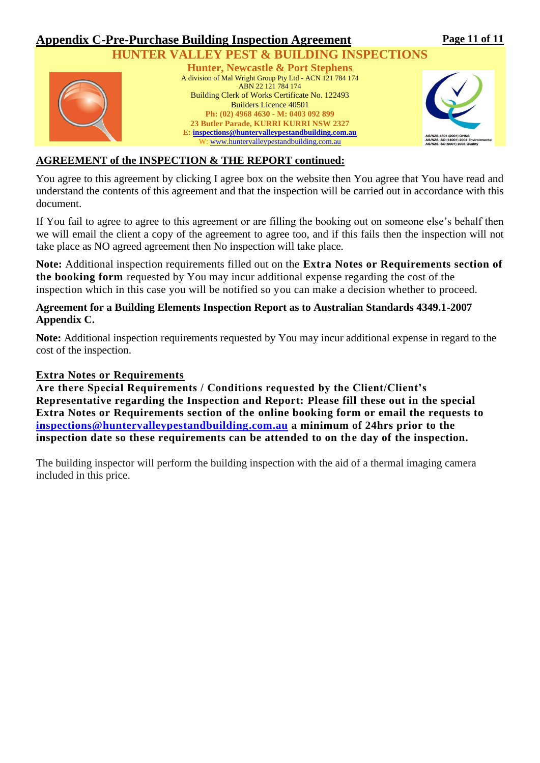## Appendix C-Pre-Purchase Building Inspection Agreement

**HUNTER VALLEY PEST & BUILDING INSPECTIONS**

**Hunter, Newcastle & Port Stephens**

A division of Mal Wright Group Pty Ltd - ACN 121 784 174
ABN 22 121 784 174
Building Clerk of Works Certificate No. 122493
Builders Licence 40501
**Ph: (02) 4968 4630 - M: 0403 092 899**
**23 Butler Parade, KURRI KURRI NSW 2327**
**E: inspections@huntervalleypestandbuilding.com.au**
W: www.huntervalleypestandbuilding.com.au

AS/NZS 4801 (2001) OH&S
AS/NZS ISO (14001) 2004 Environmental
AS/NZS ISO (9001) 2008 Quality

### AGREEMENT of the INSPECTION & THE REPORT continued:

You agree to this agreement by clicking I agree box on the website then You agree that You have read and understand the contents of this agreement and that the inspection will be carried out in accordance with this document.

If You fail to agree to agree to this agreement or are filling the booking out on someone else's behalf then we will email the client a copy of the agreement to agree too, and if this fails then the inspection will not take place as NO agreed agreement then No inspection will take place.

**Note:** Additional inspection requirements filled out on the **Extra Notes or Requirements section of the booking form** requested by You may incur additional expense regarding the cost of the inspection which in this case you will be notified so you can make a decision whether to proceed.

**Agreement for a Building Elements Inspection Report as to Australian Standards 4349.1-2007 Appendix C.**

**Note:** Additional inspection requirements requested by You may incur additional expense in regard to the cost of the inspection.

### Extra Notes or Requirements

**Are there Special Requirements / Conditions requested by the Client/Client's Representative regarding the Inspection and Report: Please fill these out in the special Extra Notes or Requirements section of the online booking form or email the requests to inspections@huntervalleypestandbuilding.com.au a minimum of 24hrs prior to the inspection date so these requirements can be attended to on the day of the inspection.**

The building inspector will perform the building inspection with the aid of a thermal imaging camera included in this price.